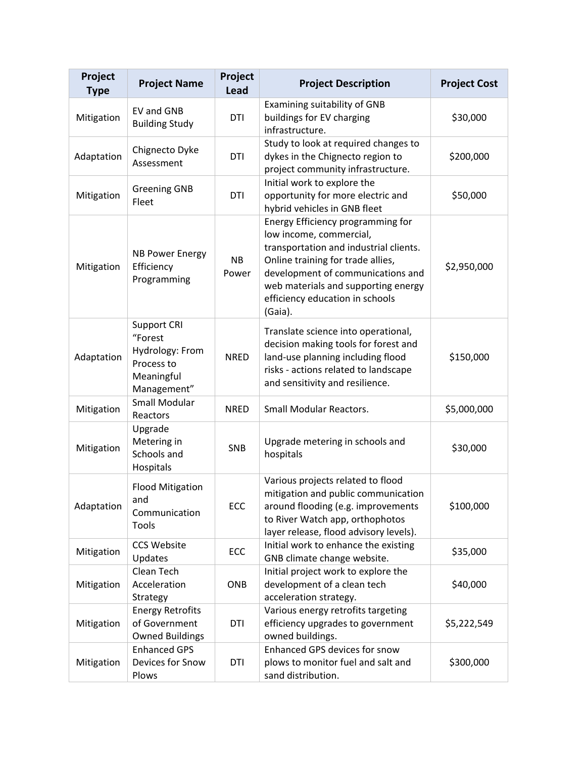| Project Type | Project Name | Project Lead | Project Description | Project Cost |
|---|---|---|---|---|
| Mitigation | EV and GNB Building Study | DTI | Examining suitability of GNB buildings for EV charging infrastructure. | $30,000 |
| Adaptation | Chignecto Dyke Assessment | DTI | Study to look at required changes to dykes in the Chignecto region to project community infrastructure. | $200,000 |
| Mitigation | Greening GNB Fleet | DTI | Initial work to explore the opportunity for more electric and hybrid vehicles in GNB fleet | $50,000 |
| Mitigation | NB Power Energy Efficiency Programming | NB Power | Energy Efficiency programming for low income, commercial, transportation and industrial clients. Online training for trade allies, development of communications and web materials and supporting energy efficiency education in schools (Gaia). | $2,950,000 |
| Adaptation | Support CRI "Forest Hydrology: From Process to Meaningful Management" | NRED | Translate science into operational, decision making tools for forest and land-use planning including flood risks - actions related to landscape and sensitivity and resilience. | $150,000 |
| Mitigation | Small Modular Reactors | NRED | Small Modular Reactors. | $5,000,000 |
| Mitigation | Upgrade Metering in Schools and Hospitals | SNB | Upgrade metering in schools and hospitals | $30,000 |
| Adaptation | Flood Mitigation and Communication Tools | ECC | Various projects related to flood mitigation and public communication around flooding (e.g. improvements to River Watch app, orthophotos layer release, flood advisory levels). | $100,000 |
| Mitigation | CCS Website Updates | ECC | Initial work to enhance the existing GNB climate change website. | $35,000 |
| Mitigation | Clean Tech Acceleration Strategy | ONB | Initial project work to explore the development of a clean tech acceleration strategy. | $40,000 |
| Mitigation | Energy Retrofits of Government Owned Buildings | DTI | Various energy retrofits targeting efficiency upgrades to government owned buildings. | $5,222,549 |
| Mitigation | Enhanced GPS Devices for Snow Plows | DTI | Enhanced GPS devices for snow plows to monitor fuel and salt and sand distribution. | $300,000 |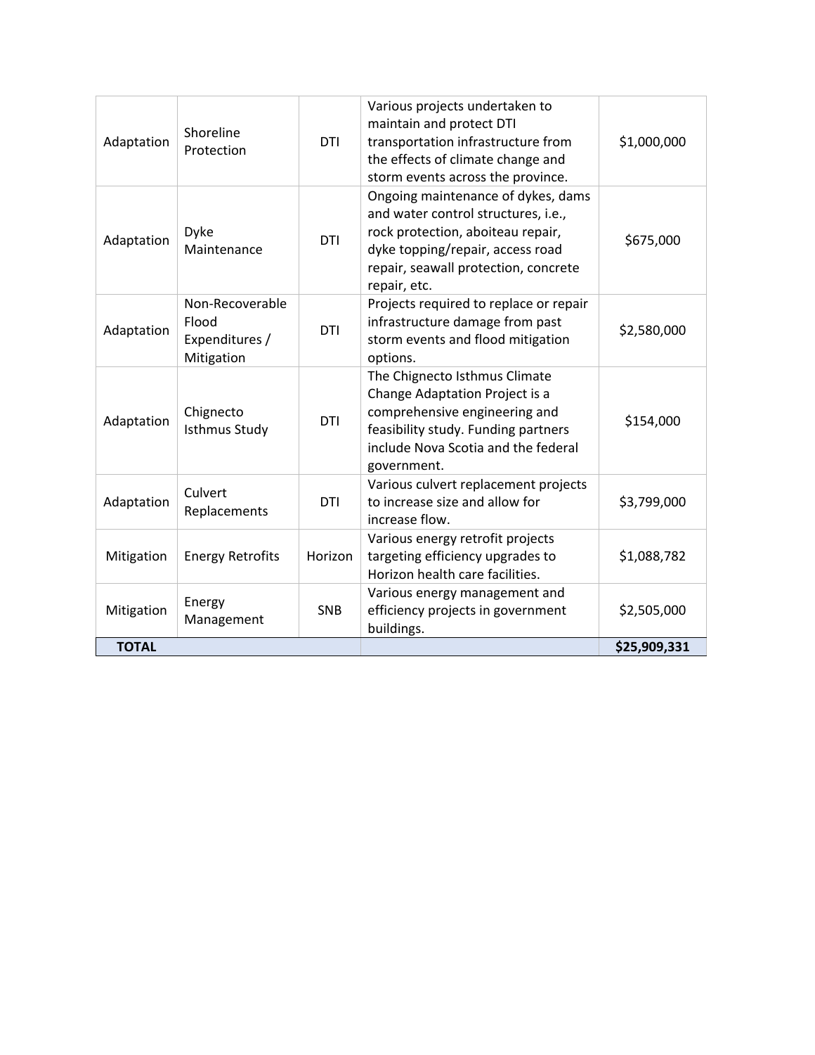| | | | | |
|---|---|---|---|---|
| Adaptation | Shoreline Protection | DTI | Various projects undertaken to maintain and protect DTI transportation infrastructure from the effects of climate change and storm events across the province. | $1,000,000 |
| Adaptation | Dyke Maintenance | DTI | Ongoing maintenance of dykes, dams and water control structures, i.e., rock protection, aboiteau repair, dyke topping/repair, access road repair, seawall protection, concrete repair, etc. | $675,000 |
| Adaptation | Non-Recoverable Flood Expenditures / Mitigation | DTI | Projects required to replace or repair infrastructure damage from past storm events and flood mitigation options. | $2,580,000 |
| Adaptation | Chignecto Isthmus Study | DTI | The Chignecto Isthmus Climate Change Adaptation Project is a comprehensive engineering and feasibility study. Funding partners include Nova Scotia and the federal government. | $154,000 |
| Adaptation | Culvert Replacements | DTI | Various culvert replacement projects to increase size and allow for increase flow. | $3,799,000 |
| Mitigation | Energy Retrofits | Horizon | Various energy retrofit projects targeting efficiency upgrades to Horizon health care facilities. | $1,088,782 |
| Mitigation | Energy Management | SNB | Various energy management and efficiency projects in government buildings. | $2,505,000 |
| **TOTAL** | | | | **$25,909,331** |